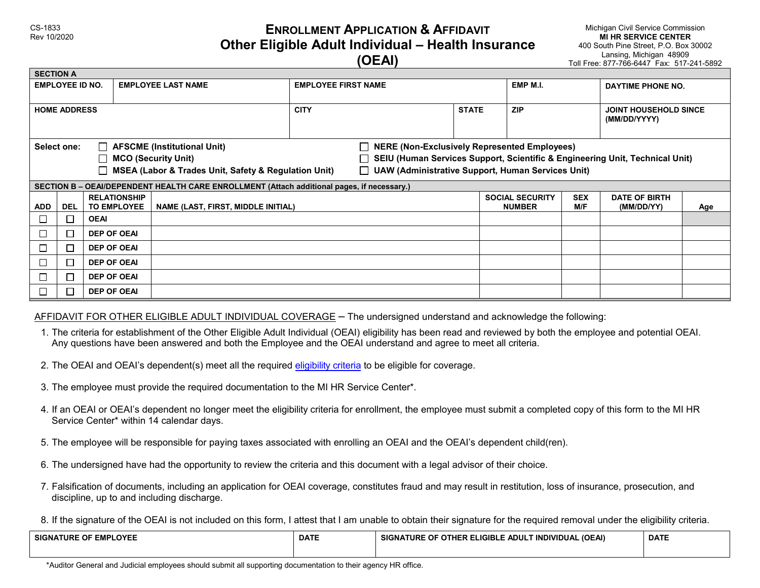CS-1833
Rev 10/2020

# Enrollment Application & Affidavit
# Other Eligible Adult Individual – Health Insurance (OEAI)

Michigan Civil Service Commission
**MI HR SERVICE CENTER**
400 South Pine Street, P.O. Box 30002
Lansing, Michigan 48909
Toll Free: 877-766-6447 Fax: 517-241-5892

**SECTION A**

| EMPLOYEE ID NO. | EMPLOYEE LAST NAME | EMPLOYEE FIRST NAME | EMP M.I. | DAYTIME PHONE NO. |
|---|---|---|---|---|
| | | | | |

| HOME ADDRESS | CITY | STATE | ZIP | JOINT HOUSEHOLD SINCE (MM/DD/YYYY) |
|---|---|---|---|---|
| | | | | |

**Select one:**

- ☐ **AFSCME (Institutional Unit)**
- ☐ **MCO (Security Unit)**
- ☐ **MSEA (Labor & Trades Unit, Safety & Regulation Unit)**
- ☐ **NERE (Non-Exclusively Represented Employees)**
- ☐ **SEIU (Human Services Support, Scientific & Engineering Unit, Technical Unit)**
- ☐ **UAW (Administrative Support, Human Services Unit)**

**SECTION B – OEAI/DEPENDENT HEALTH CARE ENROLLMENT (Attach additional pages, if necessary.)**

| ADD | DEL | RELATIONSHIP TO EMPLOYEE | NAME (LAST, FIRST, MIDDLE INITIAL) | SOCIAL SECURITY NUMBER | SEX M/F | DATE OF BIRTH (MM/DD/YY) | Age |
|---|---|---|---|---|---|---|---|
| ☐ | ☐ | OEAI | | | | | |
| ☐ | ☐ | DEP OF OEAI | | | | | |
| ☐ | ☐ | DEP OF OEAI | | | | | |
| ☐ | ☐ | DEP OF OEAI | | | | | |
| ☐ | ☐ | DEP OF OEAI | | | | | |
| ☐ | ☐ | DEP OF OEAI | | | | | |

AFFIDAVIT FOR OTHER ELIGIBLE ADULT INDIVIDUAL COVERAGE – The undersigned understand and acknowledge the following:

1. The criteria for establishment of the Other Eligible Adult Individual (OEAI) eligibility has been read and reviewed by both the employee and potential OEAI. Any questions have been answered and both the Employee and the OEAI understand and agree to meet all criteria.
2. The OEAI and OEAI's dependent(s) meet all the required eligibility criteria to be eligible for coverage.
3. The employee must provide the required documentation to the MI HR Service Center*.
4. If an OEAI or OEAI's dependent no longer meet the eligibility criteria for enrollment, the employee must submit a completed copy of this form to the MI HR Service Center* within 14 calendar days.
5. The employee will be responsible for paying taxes associated with enrolling an OEAI and the OEAI's dependent child(ren).
6. The undersigned have had the opportunity to review the criteria and this document with a legal advisor of their choice.
7. Falsification of documents, including an application for OEAI coverage, constitutes fraud and may result in restitution, loss of insurance, prosecution, and discipline, up to and including discharge.
8. If the signature of the OEAI is not included on this form, I attest that I am unable to obtain their signature for the required removal under the eligibility criteria.

| SIGNATURE OF EMPLOYEE | DATE | SIGNATURE OF OTHER ELIGIBLE ADULT INDIVIDUAL (OEAI) | DATE |
|---|---|---|---|
| | | | |

*Auditor General and Judicial employees should submit all supporting documentation to their agency HR office.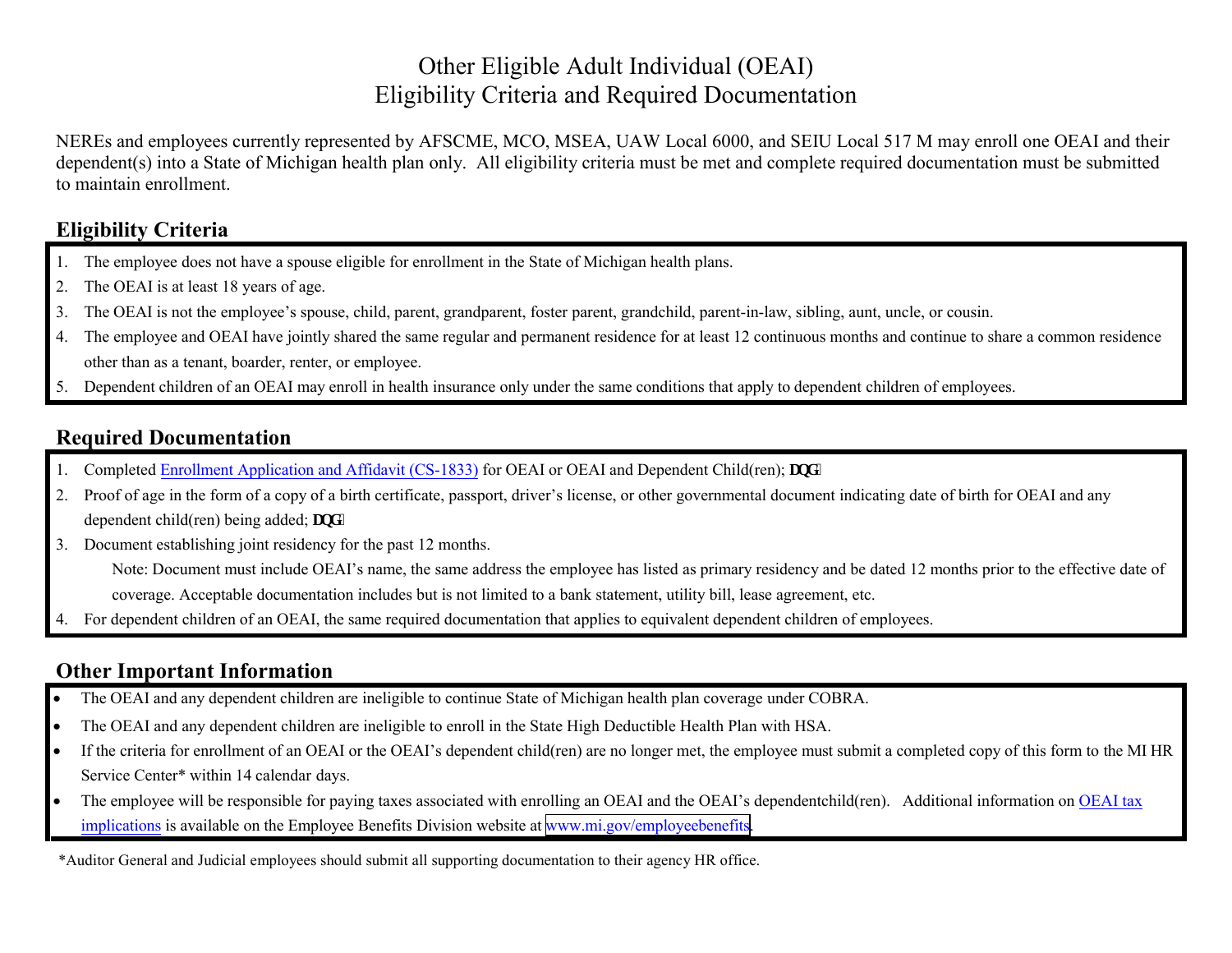# Other Eligible Adult Individual (OEAI)
# Eligibility Criteria and Required Documentation

NEREs and employees currently represented by AFSCME, MCO, MSEA, UAW Local 6000, and SEIU Local 517 M may enroll one OEAI and their dependent(s) into a State of Michigan health plan only. All eligibility criteria must be met and complete required documentation must be submitted to maintain enrollment.

## Eligibility Criteria

1. The employee does not have a spouse eligible for enrollment in the State of Michigan health plans.
2. The OEAI is at least 18 years of age.
3. The OEAI is not the employee's spouse, child, parent, grandparent, foster parent, grandchild, parent-in-law, sibling, aunt, uncle, or cousin.
4. The employee and OEAI have jointly shared the same regular and permanent residence for at least 12 continuous months and continue to share a common residence other than as a tenant, boarder, renter, or employee.
5. Dependent children of an OEAI may enroll in health insurance only under the same conditions that apply to dependent children of employees.

## Required Documentation

1. Completed Enrollment Application and Affidavit (CS-1833) for OEAI or OEAI and Dependent Child(ren); **and**
2. Proof of age in the form of a copy of a birth certificate, passport, driver's license, or other governmental document indicating date of birth for OEAI and any dependent child(ren) being added; **and**
3. Document establishing joint residency for the past 12 months.

   Note: Document must include OEAI's name, the same address the employee has listed as primary residency and be dated 12 months prior to the effective date of coverage. Acceptable documentation includes but is not limited to a bank statement, utility bill, lease agreement, etc.
4. For dependent children of an OEAI, the same required documentation that applies to equivalent dependent children of employees.

## Other Important Information

- The OEAI and any dependent children are ineligible to continue State of Michigan health plan coverage under COBRA.
- The OEAI and any dependent children are ineligible to enroll in the State High Deductible Health Plan with HSA.
- If the criteria for enrollment of an OEAI or the OEAI's dependent child(ren) are no longer met, the employee must submit a completed copy of this form to the MI HR Service Center* within 14 calendar days.
- The employee will be responsible for paying taxes associated with enrolling an OEAI and the OEAI's dependentchild(ren). Additional information on OEAI tax implications is available on the Employee Benefits Division website at www.mi.gov/employeebenefits.

*Auditor General and Judicial employees should submit all supporting documentation to their agency HR office.